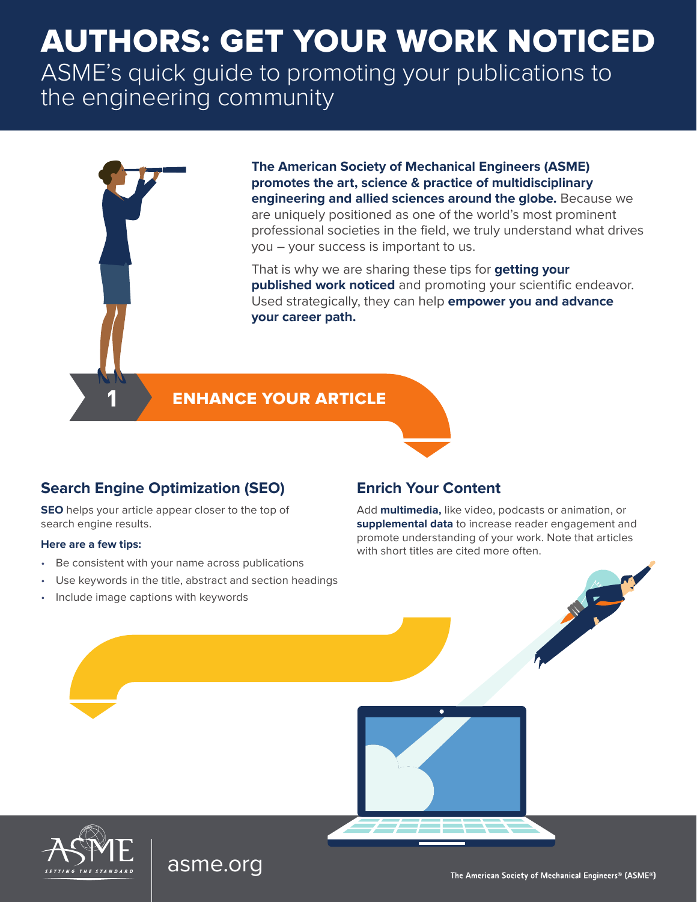# AUTHORS: GET YOUR WORK NOTICED

ASME's quick guide to promoting your publications to the engineering community

**The American Society of Mechanical Engineers (ASME) promotes the art, science & practice of multidisciplinary engineering and allied sciences around the globe.** Because we are uniquely positioned as one of the world's most prominent professional societies in the field, we truly understand what drives you – your success is important to us.

That is why we are sharing these tips for **getting your published work noticed** and promoting your scientific endeavor. Used strategically, they can help **empower you and advance your career path.**

## 1 ENHANCE YOUR ARTICLE

### Search Engine Optimization (SEO)

**SEO** helps your article appear closer to the top of search engine results.

**Here are a few tips:**

- Be consistent with your name across publications
- Use keywords in the title, abstract and section headings
- Include image captions with keywords

### Enrich Your Content

Add **multimedia,** like video, podcasts or animation, or **supplemental data** to increase reader engagement and promote understanding of your work. Note that articles with short titles are cited more often.

asme.org

The American Society of Mechanical Engineers® (ASME®)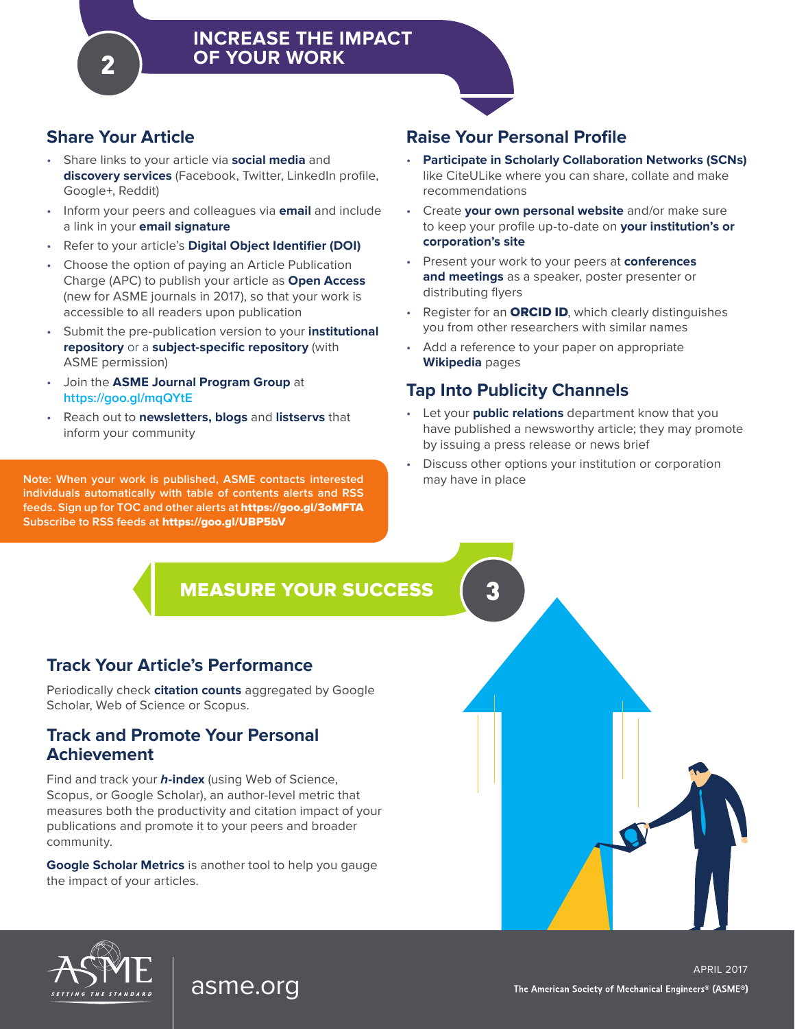## 2 INCREASE THE IMPACT OF YOUR WORK

### Share Your Article

- Share links to your article via **social media** and **discovery services** (Facebook, Twitter, LinkedIn profile, Google+, Reddit)
- Inform your peers and colleagues via **email** and include a link in your **email signature**
- Refer to your article's **Digital Object Identifier (DOI)**
- Choose the option of paying an Article Publication Charge (APC) to publish your article as **Open Access** (new for ASME journals in 2017), so that your work is accessible to all readers upon publication
- Submit the pre-publication version to your **institutional repository** or a **subject-specific repository** (with ASME permission)
- Join the **ASME Journal Program Group** at https://goo.gl/mqQYtE
- Reach out to **newsletters, blogs** and **listservs** that inform your community

**Note: When your work is published, ASME contacts interested individuals automatically with table of contents alerts and RSS feeds. Sign up for TOC and other alerts at https://goo.gl/3oMFTA Subscribe to RSS feeds at https://goo.gl/UBP5bV**

### Raise Your Personal Profile

- **Participate in Scholarly Collaboration Networks (SCNs)** like CiteULike where you can share, collate and make recommendations
- Create **your own personal website** and/or make sure to keep your profile up-to-date on **your institution's or corporation's site**
- Present your work to your peers at **conferences and meetings** as a speaker, poster presenter or distributing flyers
- Register for an **ORCID ID**, which clearly distinguishes you from other researchers with similar names
- Add a reference to your paper on appropriate **Wikipedia** pages

### Tap Into Publicity Channels

- Let your **public relations** department know that you have published a newsworthy article; they may promote by issuing a press release or news brief
- Discuss other options your institution or corporation may have in place

## 3 MEASURE YOUR SUCCESS

### Track Your Article's Performance

Periodically check **citation counts** aggregated by Google Scholar, Web of Science or Scopus.

### Track and Promote Your Personal Achievement

Find and track your ***h*-index** (using Web of Science, Scopus, or Google Scholar), an author-level metric that measures both the productivity and citation impact of your publications and promote it to your peers and broader community.

**Google Scholar Metrics** is another tool to help you gauge the impact of your articles.

ASME SETTING THE STANDARD

asme.org

APRIL 2017

The American Society of Mechanical Engineers® (ASME®)